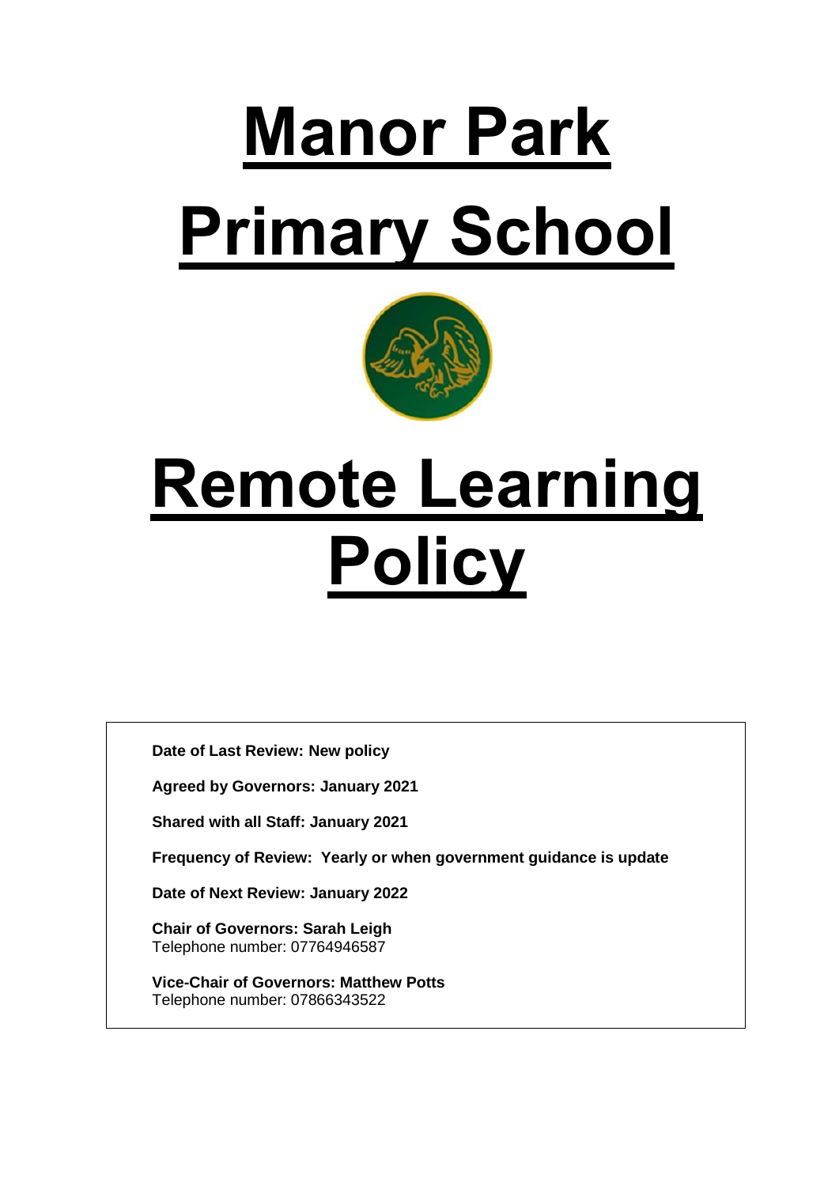# Manor Park Primary School

# Remote Learning Policy

**Date of Last Review: New policy**

**Agreed by Governors: January 2021**

**Shared with all Staff: January 2021**

**Frequency of Review: Yearly or when government guidance is update**

**Date of Next Review: January 2022**

**Chair of Governors: Sarah Leigh**
Telephone number: 07764946587

**Vice-Chair of Governors: Matthew Potts**
Telephone number: 07866343522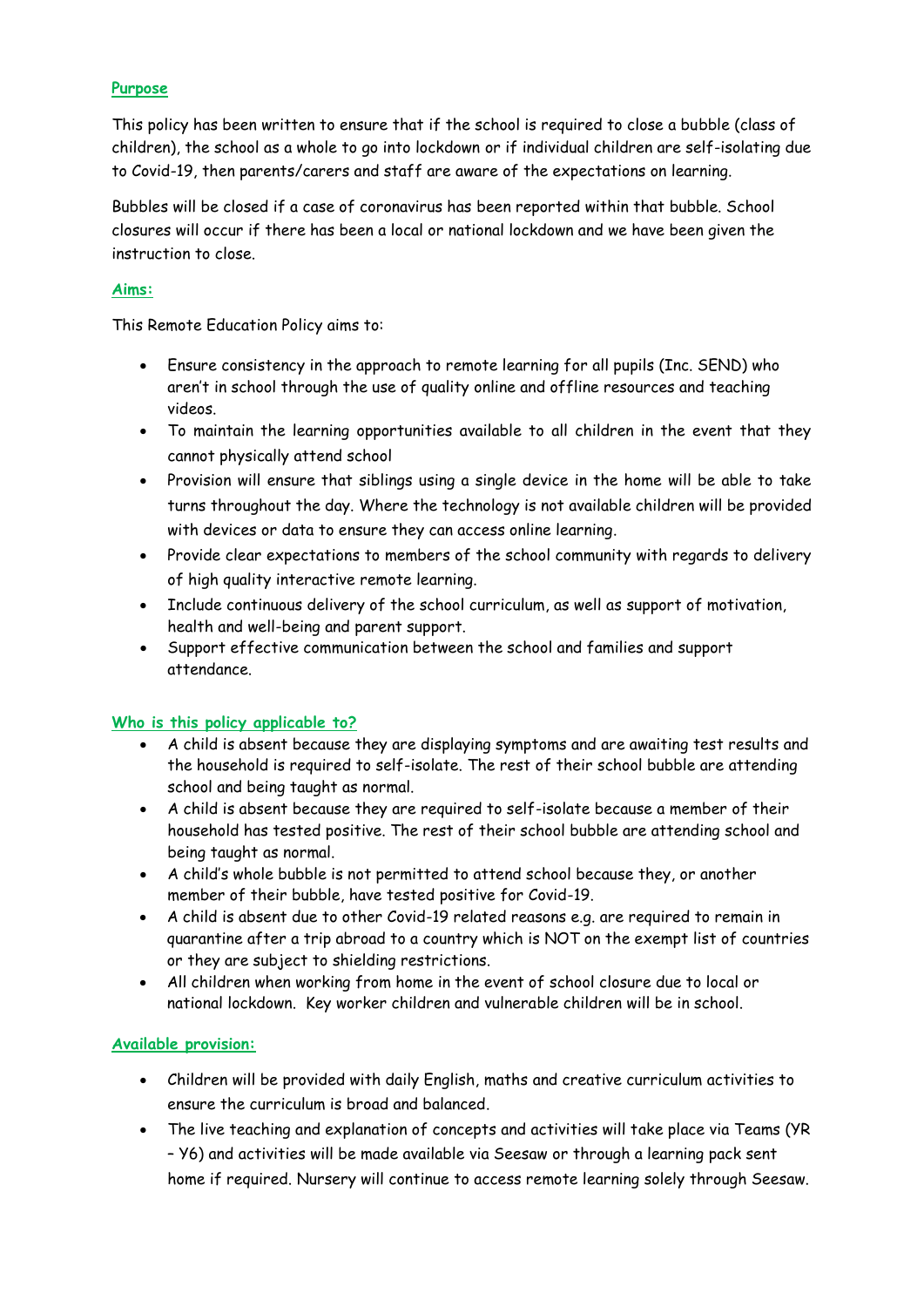## Purpose

This policy has been written to ensure that if the school is required to close a bubble (class of children), the school as a whole to go into lockdown or if individual children are self-isolating due to Covid-19, then parents/carers and staff are aware of the expectations on learning.

Bubbles will be closed if a case of coronavirus has been reported within that bubble. School closures will occur if there has been a local or national lockdown and we have been given the instruction to close.

## Aims:

This Remote Education Policy aims to:

- Ensure consistency in the approach to remote learning for all pupils (Inc. SEND) who aren't in school through the use of quality online and offline resources and teaching videos.
- To maintain the learning opportunities available to all children in the event that they cannot physically attend school
- Provision will ensure that siblings using a single device in the home will be able to take turns throughout the day. Where the technology is not available children will be provided with devices or data to ensure they can access online learning.
- Provide clear expectations to members of the school community with regards to delivery of high quality interactive remote learning.
- Include continuous delivery of the school curriculum, as well as support of motivation, health and well-being and parent support.
- Support effective communication between the school and families and support attendance.

## Who is this policy applicable to?

- A child is absent because they are displaying symptoms and are awaiting test results and the household is required to self-isolate. The rest of their school bubble are attending school and being taught as normal.
- A child is absent because they are required to self-isolate because a member of their household has tested positive. The rest of their school bubble are attending school and being taught as normal.
- A child's whole bubble is not permitted to attend school because they, or another member of their bubble, have tested positive for Covid-19.
- A child is absent due to other Covid-19 related reasons e.g. are required to remain in quarantine after a trip abroad to a country which is NOT on the exempt list of countries or they are subject to shielding restrictions.
- All children when working from home in the event of school closure due to local or national lockdown. Key worker children and vulnerable children will be in school.

## Available provision:

- Children will be provided with daily English, maths and creative curriculum activities to ensure the curriculum is broad and balanced.
- The live teaching and explanation of concepts and activities will take place via Teams (YR – Y6) and activities will be made available via Seesaw or through a learning pack sent home if required. Nursery will continue to access remote learning solely through Seesaw.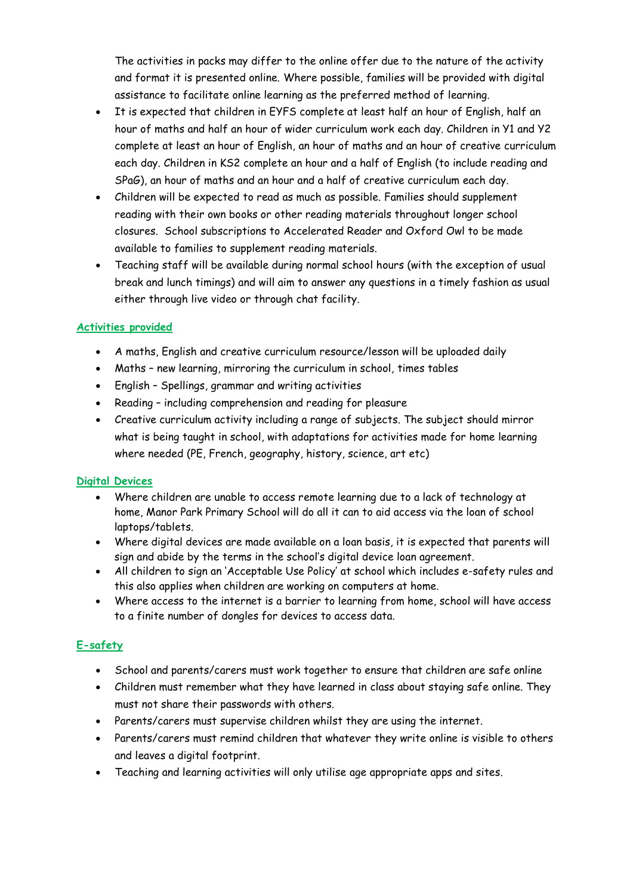The activities in packs may differ to the online offer due to the nature of the activity and format it is presented online. Where possible, families will be provided with digital assistance to facilitate online learning as the preferred method of learning.

- It is expected that children in EYFS complete at least half an hour of English, half an hour of maths and half an hour of wider curriculum work each day. Children in Y1 and Y2 complete at least an hour of English, an hour of maths and an hour of creative curriculum each day. Children in KS2 complete an hour and a half of English (to include reading and SPaG), an hour of maths and an hour and a half of creative curriculum each day.
- Children will be expected to read as much as possible. Families should supplement reading with their own books or other reading materials throughout longer school closures. School subscriptions to Accelerated Reader and Oxford Owl to be made available to families to supplement reading materials.
- Teaching staff will be available during normal school hours (with the exception of usual break and lunch timings) and will aim to answer any questions in a timely fashion as usual either through live video or through chat facility.

## Activities provided

- A maths, English and creative curriculum resource/lesson will be uploaded daily
- Maths – new learning, mirroring the curriculum in school, times tables
- English – Spellings, grammar and writing activities
- Reading – including comprehension and reading for pleasure
- Creative curriculum activity including a range of subjects. The subject should mirror what is being taught in school, with adaptations for activities made for home learning where needed (PE, French, geography, history, science, art etc)

## Digital Devices

- Where children are unable to access remote learning due to a lack of technology at home, Manor Park Primary School will do all it can to aid access via the loan of school laptops/tablets.
- Where digital devices are made available on a loan basis, it is expected that parents will sign and abide by the terms in the school's digital device loan agreement.
- All children to sign an 'Acceptable Use Policy' at school which includes e-safety rules and this also applies when children are working on computers at home.
- Where access to the internet is a barrier to learning from home, school will have access to a finite number of dongles for devices to access data.

## E-safety

- School and parents/carers must work together to ensure that children are safe online
- Children must remember what they have learned in class about staying safe online. They must not share their passwords with others.
- Parents/carers must supervise children whilst they are using the internet.
- Parents/carers must remind children that whatever they write online is visible to others and leaves a digital footprint.
- Teaching and learning activities will only utilise age appropriate apps and sites.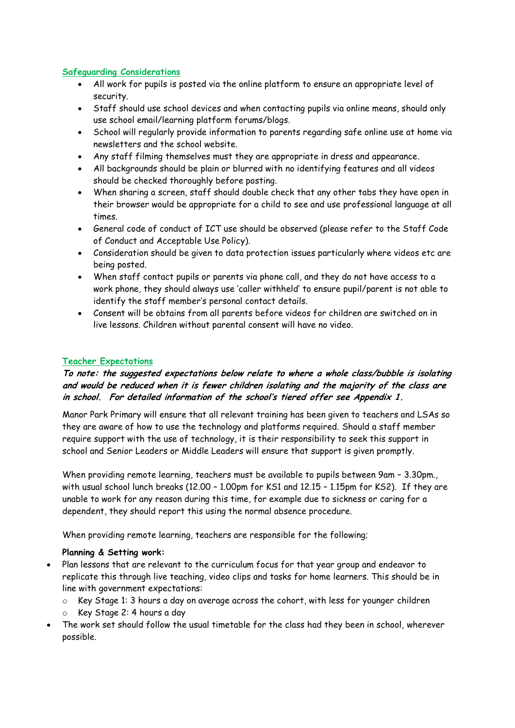## Safeguarding Considerations

- All work for pupils is posted via the online platform to ensure an appropriate level of security.
- Staff should use school devices and when contacting pupils via online means, should only use school email/learning platform forums/blogs.
- School will regularly provide information to parents regarding safe online use at home via newsletters and the school website.
- Any staff filming themselves must they are appropriate in dress and appearance.
- All backgrounds should be plain or blurred with no identifying features and all videos should be checked thoroughly before posting.
- When sharing a screen, staff should double check that any other tabs they have open in their browser would be appropriate for a child to see and use professional language at all times.
- General code of conduct of ICT use should be observed (please refer to the Staff Code of Conduct and Acceptable Use Policy).
- Consideration should be given to data protection issues particularly where videos etc are being posted.
- When staff contact pupils or parents via phone call, and they do not have access to a work phone, they should always use 'caller withheld' to ensure pupil/parent is not able to identify the staff member's personal contact details.
- Consent will be obtains from all parents before videos for children are switched on in live lessons. Children without parental consent will have no video.

## Teacher Expectations

***To note: the suggested expectations below relate to where a whole class/bubble is isolating and would be reduced when it is fewer children isolating and the majority of the class are in school. For detailed information of the school's tiered offer see Appendix 1.***

Manor Park Primary will ensure that all relevant training has been given to teachers and LSAs so they are aware of how to use the technology and platforms required. Should a staff member require support with the use of technology, it is their responsibility to seek this support in school and Senior Leaders or Middle Leaders will ensure that support is given promptly.

When providing remote learning, teachers must be available to pupils between 9am – 3.30pm., with usual school lunch breaks (12.00 – 1.00pm for KS1 and 12.15 – 1.15pm for KS2). If they are unable to work for any reason during this time, for example due to sickness or caring for a dependent, they should report this using the normal absence procedure.

When providing remote learning, teachers are responsible for the following;

**Planning & Setting work:**

- Plan lessons that are relevant to the curriculum focus for that year group and endeavor to replicate this through live teaching, video clips and tasks for home learners. This should be in line with government expectations:
  - Key Stage 1: 3 hours a day on average across the cohort, with less for younger children
  - Key Stage 2: 4 hours a day
- The work set should follow the usual timetable for the class had they been in school, wherever possible.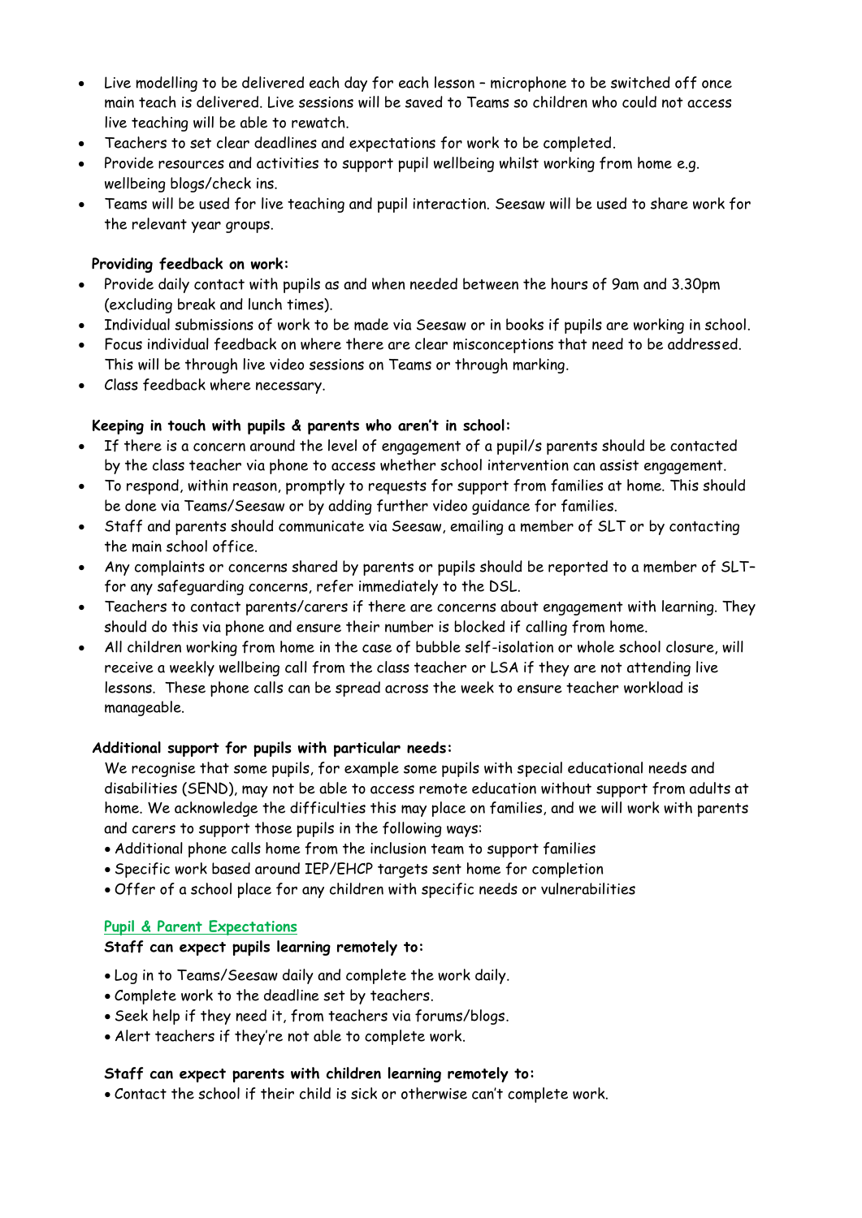- Live modelling to be delivered each day for each lesson – microphone to be switched off once main teach is delivered. Live sessions will be saved to Teams so children who could not access live teaching will be able to rewatch.
- Teachers to set clear deadlines and expectations for work to be completed.
- Provide resources and activities to support pupil wellbeing whilst working from home e.g. wellbeing blogs/check ins.
- Teams will be used for live teaching and pupil interaction. Seesaw will be used to share work for the relevant year groups.

**Providing feedback on work:**

- Provide daily contact with pupils as and when needed between the hours of 9am and 3.30pm (excluding break and lunch times).
- Individual submissions of work to be made via Seesaw or in books if pupils are working in school.
- Focus individual feedback on where there are clear misconceptions that need to be addressed. This will be through live video sessions on Teams or through marking.
- Class feedback where necessary.

**Keeping in touch with pupils & parents who aren't in school:**

- If there is a concern around the level of engagement of a pupil/s parents should be contacted by the class teacher via phone to access whether school intervention can assist engagement.
- To respond, within reason, promptly to requests for support from families at home. This should be done via Teams/Seesaw or by adding further video guidance for families.
- Staff and parents should communicate via Seesaw, emailing a member of SLT or by contacting the main school office.
- Any complaints or concerns shared by parents or pupils should be reported to a member of SLT– for any safeguarding concerns, refer immediately to the DSL.
- Teachers to contact parents/carers if there are concerns about engagement with learning. They should do this via phone and ensure their number is blocked if calling from home.
- All children working from home in the case of bubble self-isolation or whole school closure, will receive a weekly wellbeing call from the class teacher or LSA if they are not attending live lessons. These phone calls can be spread across the week to ensure teacher workload is manageable.

**Additional support for pupils with particular needs:**

We recognise that some pupils, for example some pupils with special educational needs and disabilities (SEND), may not be able to access remote education without support from adults at home. We acknowledge the difficulties this may place on families, and we will work with parents and carers to support those pupils in the following ways:

- Additional phone calls home from the inclusion team to support families
- Specific work based around IEP/EHCP targets sent home for completion
- Offer of a school place for any children with specific needs or vulnerabilities

## Pupil & Parent Expectations

**Staff can expect pupils learning remotely to:**

- Log in to Teams/Seesaw daily and complete the work daily.
- Complete work to the deadline set by teachers.
- Seek help if they need it, from teachers via forums/blogs.
- Alert teachers if they're not able to complete work.

**Staff can expect parents with children learning remotely to:**

- Contact the school if their child is sick or otherwise can't complete work.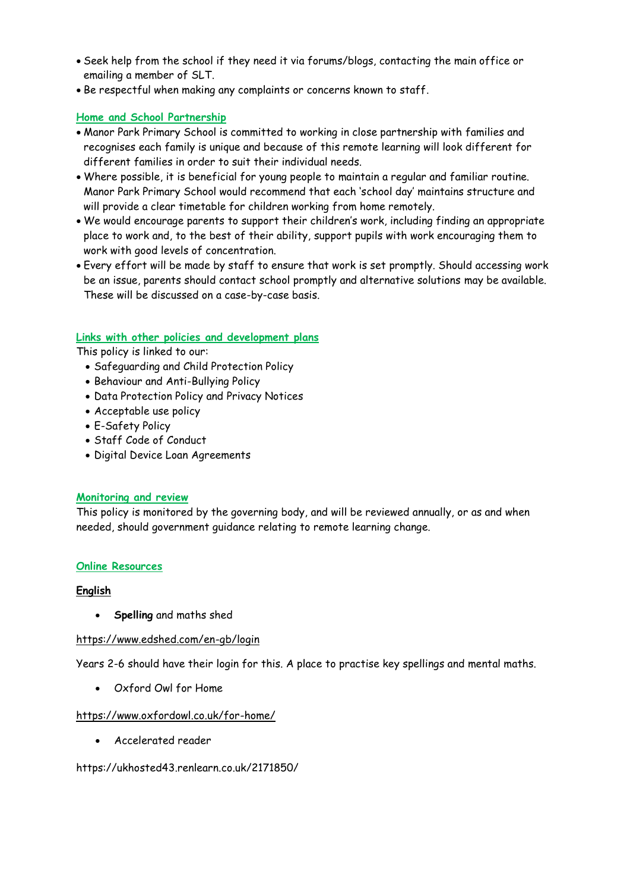- Seek help from the school if they need it via forums/blogs, contacting the main office or emailing a member of SLT.
- Be respectful when making any complaints or concerns known to staff.

## Home and School Partnership

- Manor Park Primary School is committed to working in close partnership with families and recognises each family is unique and because of this remote learning will look different for different families in order to suit their individual needs.
- Where possible, it is beneficial for young people to maintain a regular and familiar routine. Manor Park Primary School would recommend that each 'school day' maintains structure and will provide a clear timetable for children working from home remotely.
- We would encourage parents to support their children's work, including finding an appropriate place to work and, to the best of their ability, support pupils with work encouraging them to work with good levels of concentration.
- Every effort will be made by staff to ensure that work is set promptly. Should accessing work be an issue, parents should contact school promptly and alternative solutions may be available. These will be discussed on a case-by-case basis.

## Links with other policies and development plans

This policy is linked to our:

- Safeguarding and Child Protection Policy
- Behaviour and Anti-Bullying Policy
- Data Protection Policy and Privacy Notices
- Acceptable use policy
- E-Safety Policy
- Staff Code of Conduct
- Digital Device Loan Agreements

## Monitoring and review

This policy is monitored by the governing body, and will be reviewed annually, or as and when needed, should government guidance relating to remote learning change.

## Online Resources

### English

- **Spelling** and maths shed

https://www.edshed.com/en-gb/login

Years 2-6 should have their login for this. A place to practise key spellings and mental maths.

- Oxford Owl for Home

https://www.oxfordowl.co.uk/for-home/

- Accelerated reader

https://ukhosted43.renlearn.co.uk/2171850/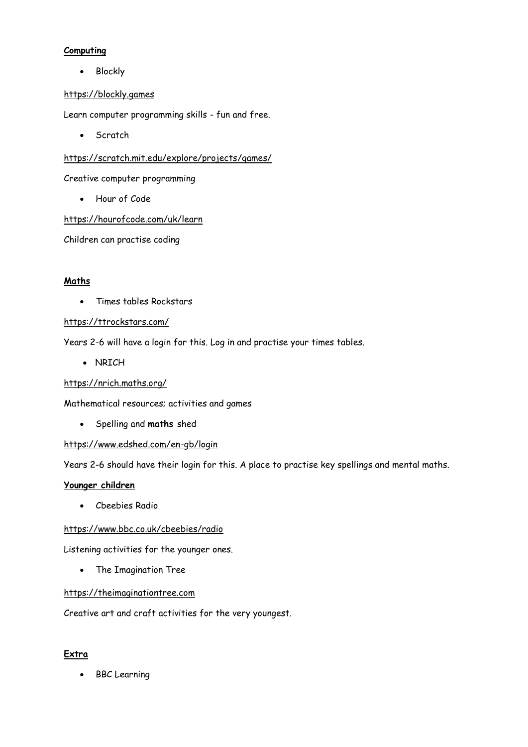**Computing**

- Blockly

https://blockly.games

Learn computer programming skills - fun and free.

- Scratch

https://scratch.mit.edu/explore/projects/games/

Creative computer programming

- Hour of Code

https://hourofcode.com/uk/learn

Children can practise coding

**Maths**

- Times tables Rockstars

https://ttrockstars.com/

Years 2-6 will have a login for this. Log in and practise your times tables.

- NRICH

https://nrich.maths.org/

Mathematical resources; activities and games

- Spelling and **maths** shed

https://www.edshed.com/en-gb/login

Years 2-6 should have their login for this. A place to practise key spellings and mental maths.

**Younger children**

- Cbeebies Radio

https://www.bbc.co.uk/cbeebies/radio

Listening activities for the younger ones.

- The Imagination Tree

https://theimaginationtree.com

Creative art and craft activities for the very youngest.

**Extra**

- BBC Learning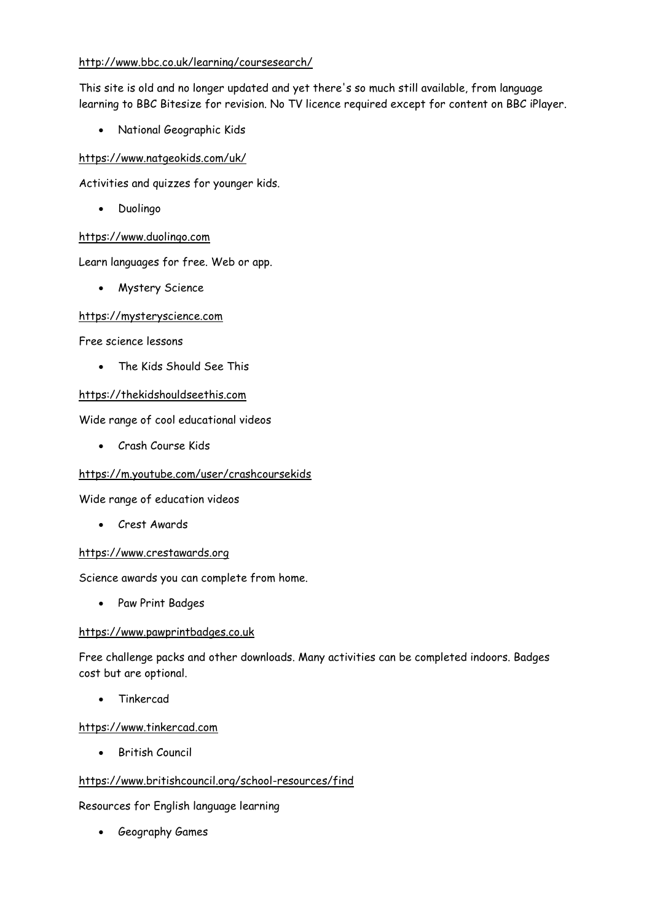http://www.bbc.co.uk/learning/coursesearch/

This site is old and no longer updated and yet there's so much still available, from language learning to BBC Bitesize for revision. No TV licence required except for content on BBC iPlayer.

- National Geographic Kids

https://www.natgeokids.com/uk/

Activities and quizzes for younger kids.

- Duolingo

https://www.duolingo.com

Learn languages for free. Web or app.

- Mystery Science

https://mysteryscience.com

Free science lessons

- The Kids Should See This

https://thekidshouldseethis.com

Wide range of cool educational videos

- Crash Course Kids

https://m.youtube.com/user/crashcoursekids

Wide range of education videos

- Crest Awards

https://www.crestawards.org

Science awards you can complete from home.

- Paw Print Badges

https://www.pawprintbadges.co.uk

Free challenge packs and other downloads. Many activities can be completed indoors. Badges cost but are optional.

- Tinkercad

https://www.tinkercad.com

- British Council

https://www.britishcouncil.org/school-resources/find

Resources for English language learning

- Geography Games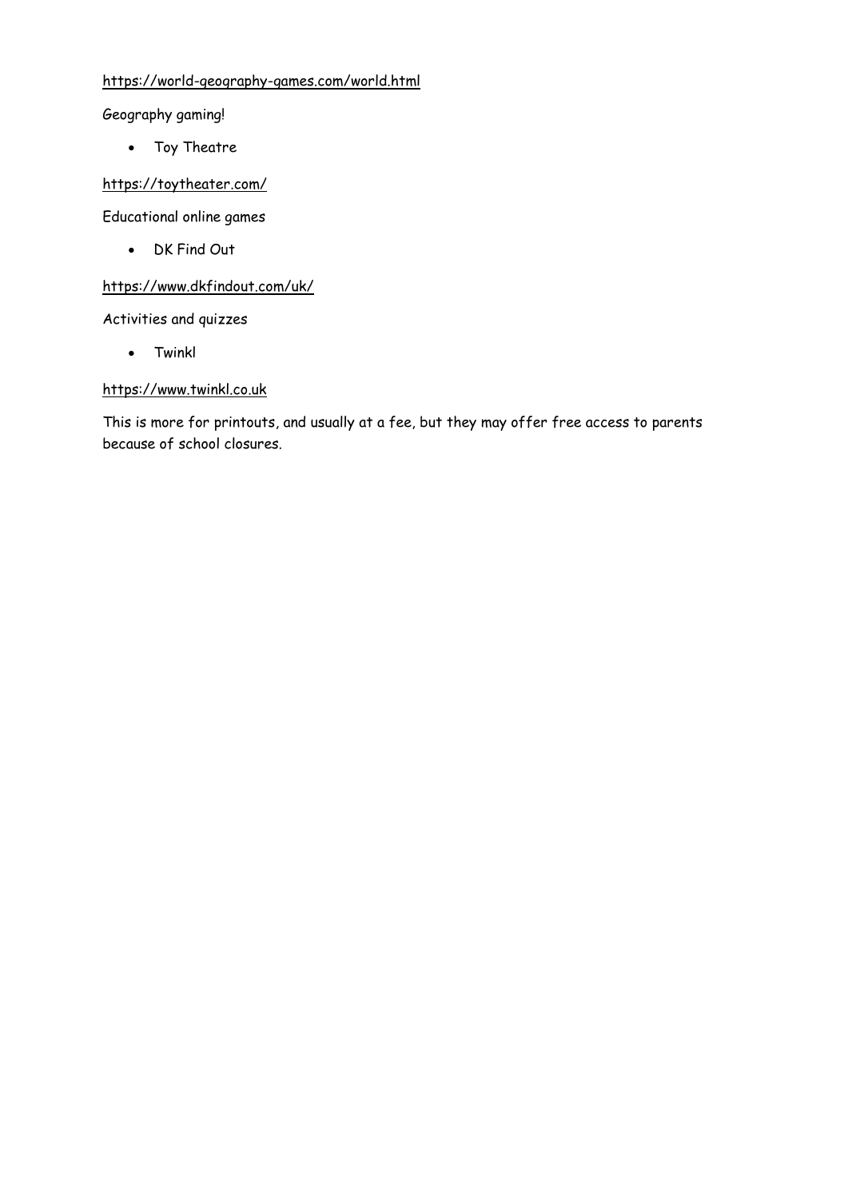https://world-geography-games.com/world.html

Geography gaming!

- Toy Theatre

https://toytheater.com/

Educational online games

- DK Find Out

https://www.dkfindout.com/uk/

Activities and quizzes

- Twinkl

https://www.twinkl.co.uk

This is more for printouts, and usually at a fee, but they may offer free access to parents because of school closures.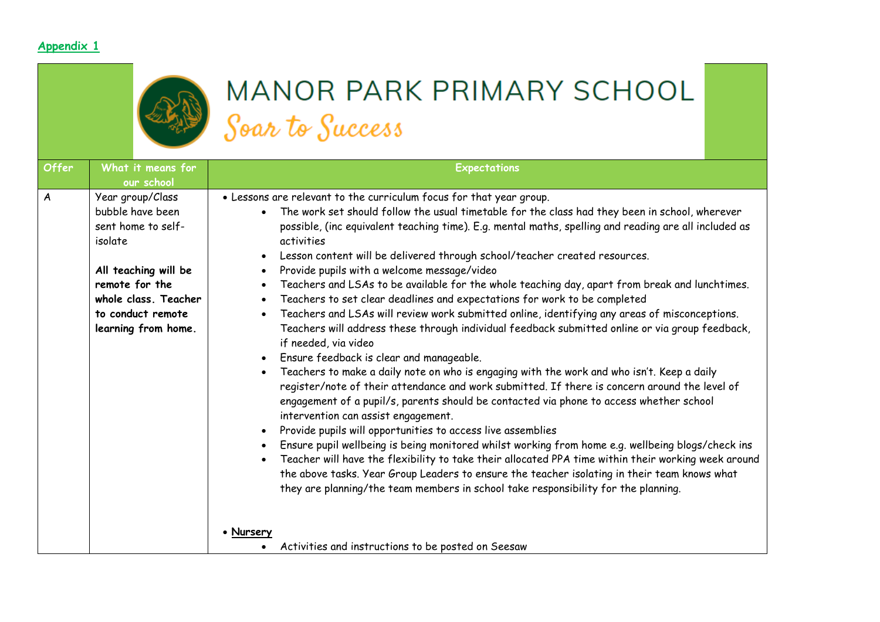**Appendix 1**

# MANOR PARK PRIMARY SCHOOL

*Soar to Success*

| Offer | What it means for our school | Expectations |
|---|---|---|
| A | Year group/Class bubble have been sent home to self-isolate<br><br>**All teaching will be remote for the whole class. Teacher to conduct remote learning from home.** | • Lessons are relevant to the curriculum focus for that year group.<br>• The work set should follow the usual timetable for the class had they been in school, wherever possible, (inc equivalent teaching time). E.g. mental maths, spelling and reading are all included as activities<br>• Lesson content will be delivered through school/teacher created resources.<br>• Provide pupils with a welcome message/video<br>• Teachers and LSAs to be available for the whole teaching day, apart from break and lunchtimes.<br>• Teachers to set clear deadlines and expectations for work to be completed<br>• Teachers and LSAs will review work submitted online, identifying any areas of misconceptions. Teachers will address these through individual feedback submitted online or via group feedback, if needed, via video<br>• Ensure feedback is clear and manageable.<br>• Teachers to make a daily note on who is engaging with the work and who isn't. Keep a daily register/note of their attendance and work submitted. If there is concern around the level of engagement of a pupil/s, parents should be contacted via phone to access whether school intervention can assist engagement.<br>• Provide pupils will opportunities to access live assemblies<br>• Ensure pupil wellbeing is being monitored whilst working from home e.g. wellbeing blogs/check ins<br>• Teacher will have the flexibility to take their allocated PPA time within their working week around the above tasks. Year Group Leaders to ensure the teacher isolating in their team knows what they are planning/the team members in school take responsibility for the planning.<br><br>• **Nursery**<br>• Activities and instructions to be posted on Seesaw |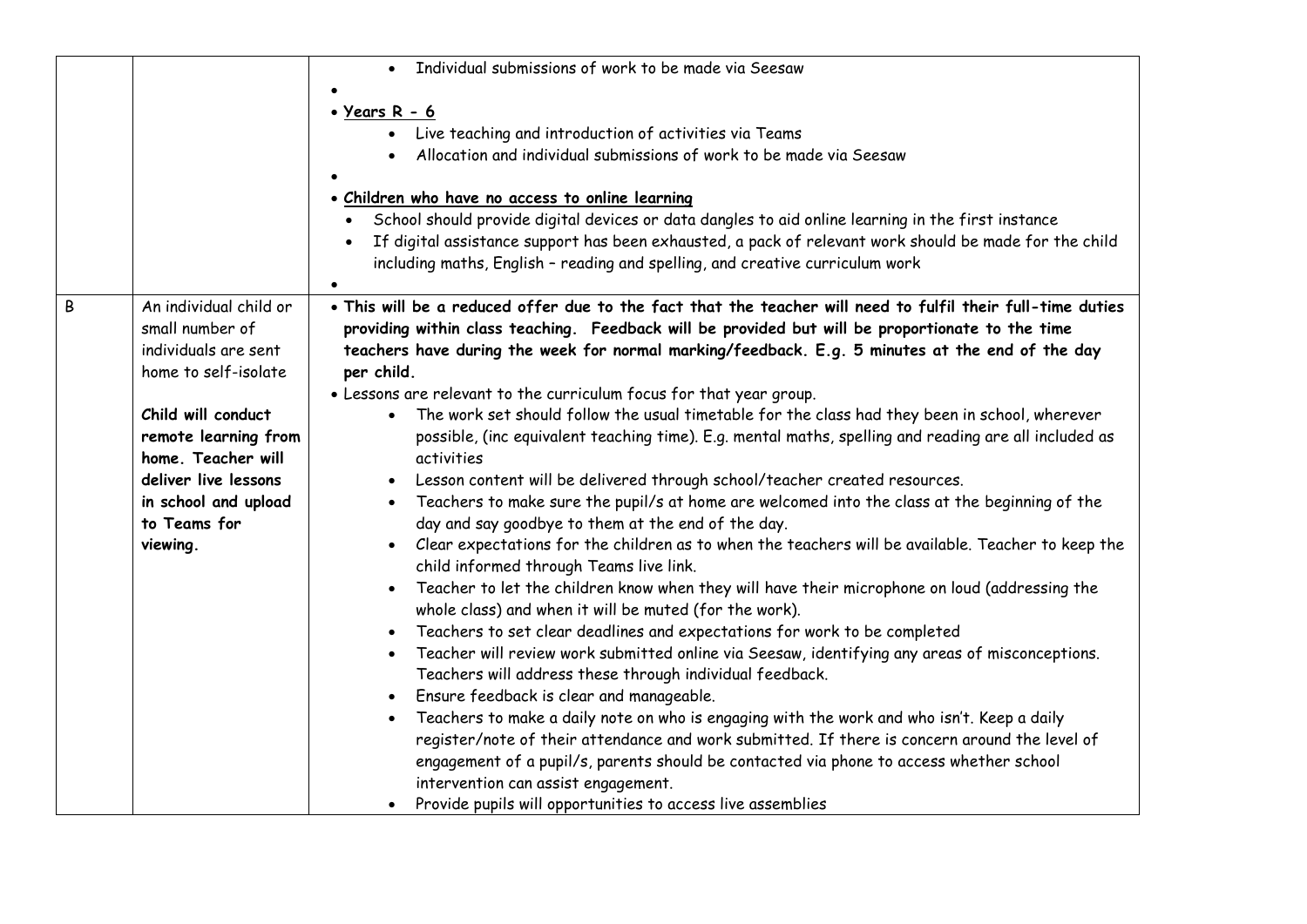| | | |
|---|---|---|
| | | • Individual submissions of work to be made via Seesaw<br>•<br>• <u>Years R - 6</u><br>  • Live teaching and introduction of activities via Teams<br>  • Allocation and individual submissions of work to be made via Seesaw<br>•<br>• <u>**Children who have no access to online learning**</u><br>  • School should provide digital devices or data dangles to aid online learning in the first instance<br>  • If digital assistance support has been exhausted, a pack of relevant work should be made for the child including maths, English – reading and spelling, and creative curriculum work<br>• |
| B | An individual child or small number of individuals are sent home to self-isolate<br><br>**Child will conduct remote learning from home. Teacher will deliver live lessons in school and upload to Teams for viewing.** | • **This will be a reduced offer due to the fact that the teacher will need to fulfil their full-time duties providing within class teaching. Feedback will be provided but will be proportionate to the time teachers have during the week for normal marking/feedback. E.g. 5 minutes at the end of the day per child.**<br>• Lessons are relevant to the curriculum focus for that year group.<br>  • The work set should follow the usual timetable for the class had they been in school, wherever possible, (inc equivalent teaching time). E.g. mental maths, spelling and reading are all included as activities<br>  • Lesson content will be delivered through school/teacher created resources.<br>  • Teachers to make sure the pupil/s at home are welcomed into the class at the beginning of the day and say goodbye to them at the end of the day.<br>  • Clear expectations for the children as to when the teachers will be available. Teacher to keep the child informed through Teams live link.<br>  • Teacher to let the children know when they will have their microphone on loud (addressing the whole class) and when it will be muted (for the work).<br>  • Teachers to set clear deadlines and expectations for work to be completed<br>  • Teacher will review work submitted online via Seesaw, identifying any areas of misconceptions. Teachers will address these through individual feedback.<br>  • Ensure feedback is clear and manageable.<br>  • Teachers to make a daily note on who is engaging with the work and who isn't. Keep a daily register/note of their attendance and work submitted. If there is concern around the level of engagement of a pupil/s, parents should be contacted via phone to access whether school intervention can assist engagement.<br>  • Provide pupils will opportunities to access live assemblies |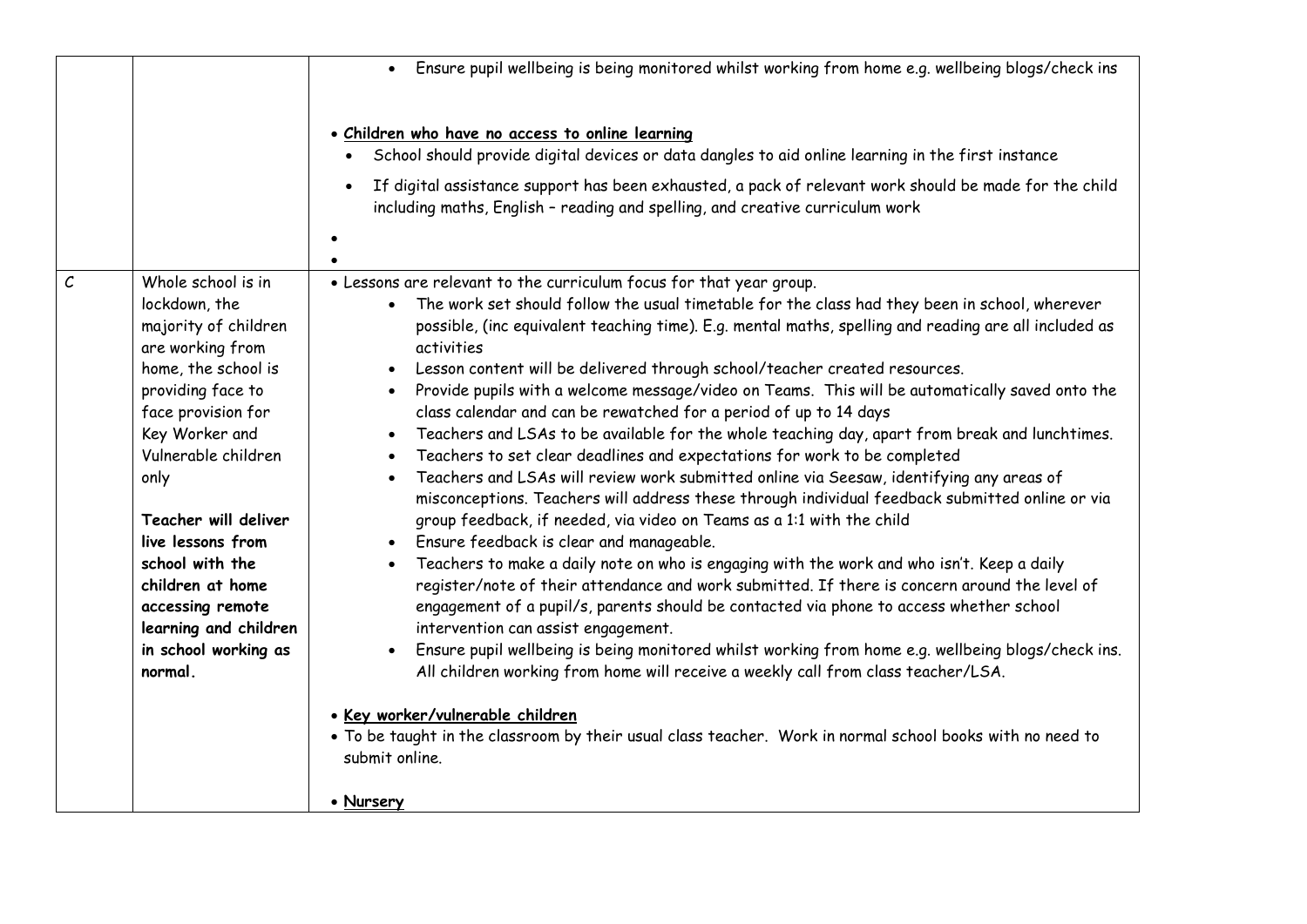| | | |
|---|---|---|
| | | • Ensure pupil wellbeing is being monitored whilst working from home e.g. wellbeing blogs/check ins<br><br>• **Children who have no access to online learning**<br>• School should provide digital devices or data dangles to aid online learning in the first instance<br>• If digital assistance support has been exhausted, a pack of relevant work should be made for the child including maths, English – reading and spelling, and creative curriculum work<br>•<br>• |
| *C* | Whole school is in lockdown, the majority of children are working from home, the school is providing face to face provision for Key Worker and Vulnerable children only<br><br>**Teacher will deliver live lessons from school with the children at home accessing remote learning and children in school working as normal.** | • Lessons are relevant to the curriculum focus for that year group.<br>• The work set should follow the usual timetable for the class had they been in school, wherever possible, (inc equivalent teaching time). E.g. mental maths, spelling and reading are all included as activities<br>• Lesson content will be delivered through school/teacher created resources.<br>• Provide pupils with a welcome message/video on Teams. This will be automatically saved onto the class calendar and can be rewatched for a period of up to 14 days<br>• Teachers and LSAs to be available for the whole teaching day, apart from break and lunchtimes.<br>• Teachers to set clear deadlines and expectations for work to be completed<br>• Teachers and LSAs will review work submitted online via Seesaw, identifying any areas of misconceptions. Teachers will address these through individual feedback submitted online or via group feedback, if needed, via video on Teams as a 1:1 with the child<br>• Ensure feedback is clear and manageable.<br>• Teachers to make a daily note on who is engaging with the work and who isn't. Keep a daily register/note of their attendance and work submitted. If there is concern around the level of engagement of a pupil/s, parents should be contacted via phone to access whether school intervention can assist engagement.<br>• Ensure pupil wellbeing is being monitored whilst working from home e.g. wellbeing blogs/check ins. All children working from home will receive a weekly call from class teacher/LSA.<br><br>• **Key worker/vulnerable children**<br>• To be taught in the classroom by their usual class teacher. Work in normal school books with no need to submit online.<br><br>• **Nursery** |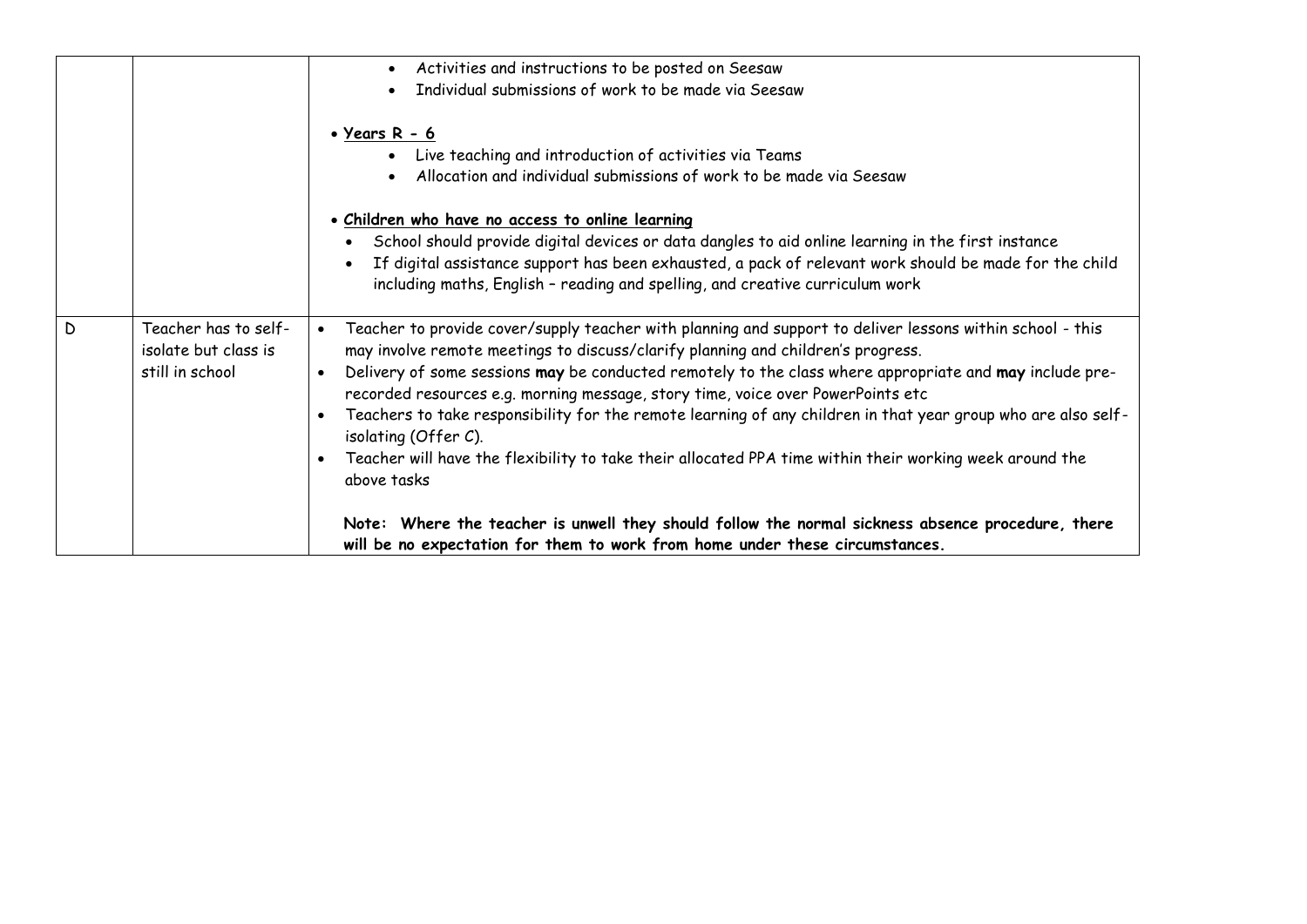| | | |
|---|---|---|
| | | • Activities and instructions to be posted on Seesaw<br>• Individual submissions of work to be made via Seesaw<br><br>• <u>**Years R - 6**</u><br>• Live teaching and introduction of activities via Teams<br>• Allocation and individual submissions of work to be made via Seesaw<br><br>• <u>**Children who have no access to online learning**</u><br>• School should provide digital devices or data dangles to aid online learning in the first instance<br>• If digital assistance support has been exhausted, a pack of relevant work should be made for the child including maths, English – reading and spelling, and creative curriculum work |
| D | Teacher has to self-isolate but class is still in school | • Teacher to provide cover/supply teacher with planning and support to deliver lessons within school - this may involve remote meetings to discuss/clarify planning and children's progress.<br>• Delivery of some sessions **may** be conducted remotely to the class where appropriate and **may** include pre-recorded resources e.g. morning message, story time, voice over PowerPoints etc<br>• Teachers to take responsibility for the remote learning of any children in that year group who are also self-isolating (Offer C).<br>• Teacher will have the flexibility to take their allocated PPA time within their working week around the above tasks<br><br>**Note: Where the teacher is unwell they should follow the normal sickness absence procedure, there will be no expectation for them to work from home under these circumstances.** |